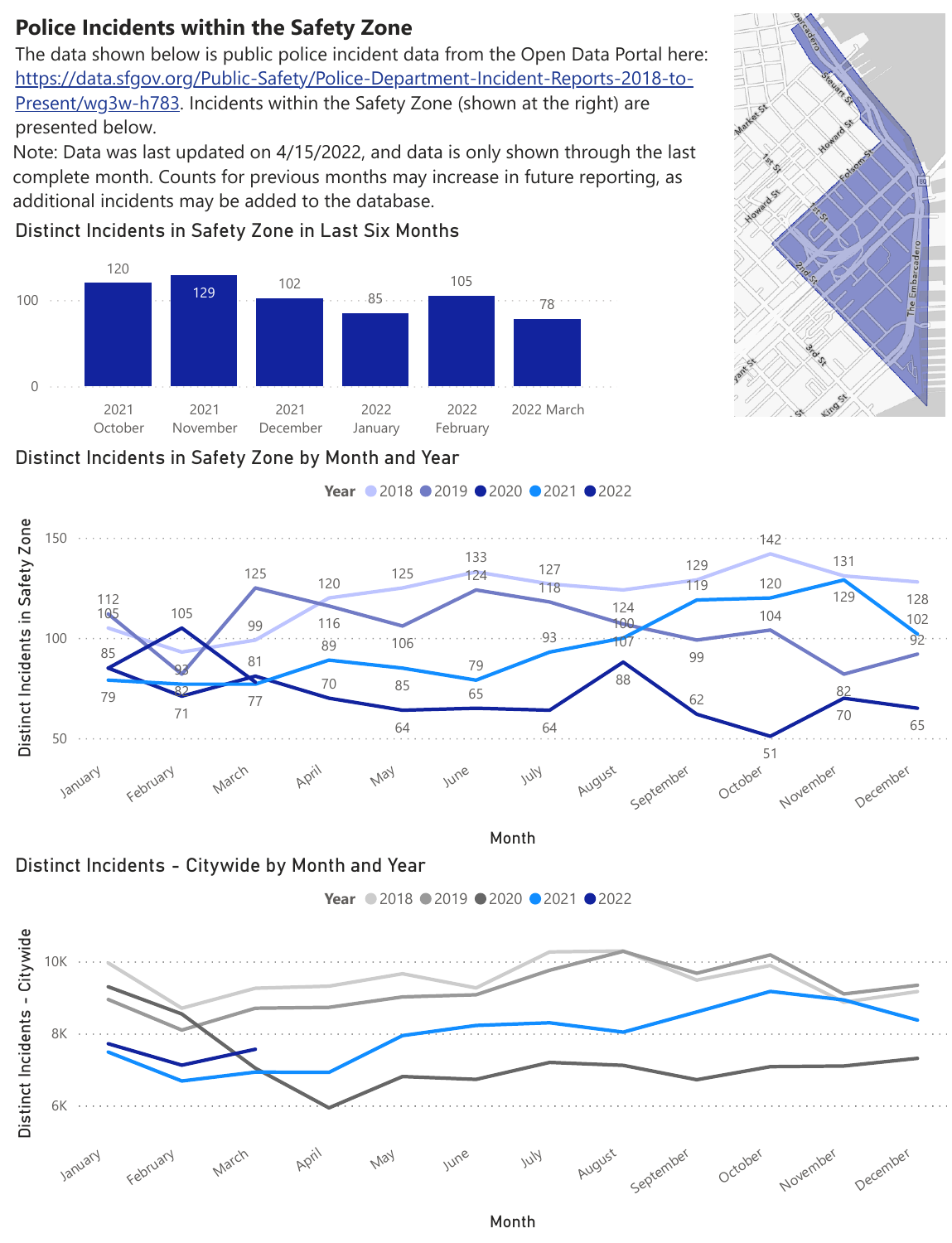# Police Incidents within the Safety Zone

The data shown below is public police incident data from the Open Data Portal here: https://data.sfgov.org/Public-Safety/Police-Department-Incident-Reports-2018-to-Present/wg3w-h783. Incidents within the Safety Zone (shown at the right) are presented below.

Note: Data was last updated on 4/15/2022, and data is only shown through the last complete month. Counts for previous months may increase in future reporting, as additional incidents may be added to the database.

## Distinct Incidents in Safety Zone in Last Six Months

| Month | Distinct Incidents |
| --- | --- |
| 2021 October | 120 |
| 2021 November | 129 |
| 2021 December | 102 |
| 2022 January | 85 |
| 2022 February | 105 |
| 2022 March | 78 |

## Distinct Incidents in Safety Zone by Month and Year

| Month | 2018 | 2019 | 2020 | 2021 | 2022 |
| --- | --- | --- | --- | --- | --- |
| January | 105 | 112 | 85 | 79 | 85 |
| February | 93 | 82 | 71 | 77 | 105 |
| March | 99 | 125 | 81 | 77 | |
| April | 120 | 116 | 70 | 89 | |
| May | 125 | 106 | 64 | 85 | |
| June | 133 | 124 | 65 | 79 | |
| July | 127 | 118 | 64 | 93 | |
| August | 124 | 107 | 88 | 100 | |
| September | 129 | 99 | 62 | 119 | |
| October | 142 | 104 | 51 | 120 | |
| November | 131 | 82 | 70 | 129 | |
| December | 128 | 92 | 65 | 102 | |

## Distinct Incidents - Citywide by Month and Year

Year: 2018, 2019, 2020, 2021, 2022

Distinct Incidents - Citywide (6K–10K) by Month (January–December)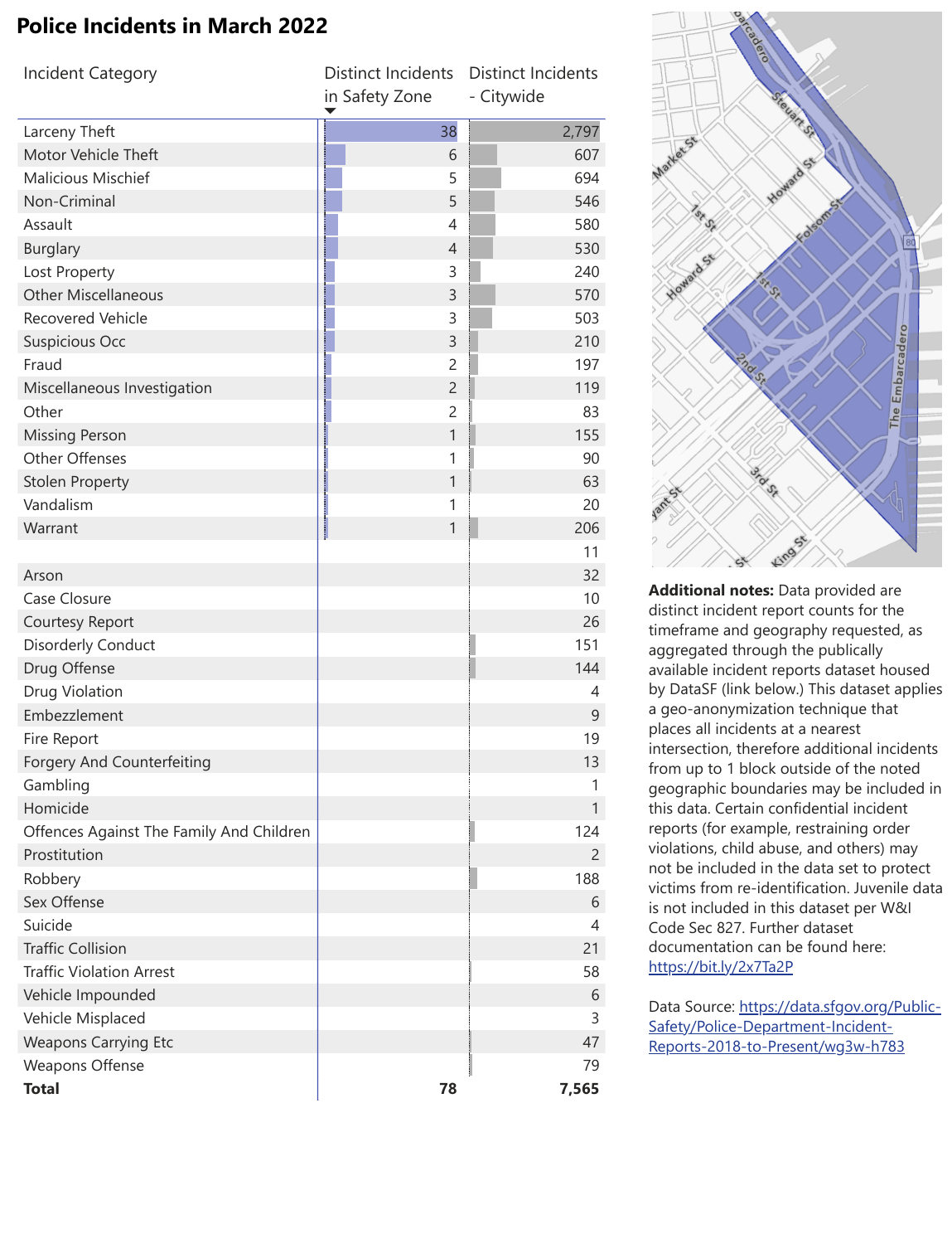# Police Incidents in March 2022

| Incident Category | Distinct Incidents in Safety Zone | Distinct Incidents - Citywide |
|---|---|---|
| Larceny Theft | 38 | 2,797 |
| Motor Vehicle Theft | 6 | 607 |
| Malicious Mischief | 5 | 694 |
| Non-Criminal | 5 | 546 |
| Assault | 4 | 580 |
| Burglary | 4 | 530 |
| Lost Property | 3 | 240 |
| Other Miscellaneous | 3 | 570 |
| Recovered Vehicle | 3 | 503 |
| Suspicious Occ | 3 | 210 |
| Fraud | 2 | 197 |
| Miscellaneous Investigation | 2 | 119 |
| Other | 2 | 83 |
| Missing Person | 1 | 155 |
| Other Offenses | 1 | 90 |
| Stolen Property | 1 | 63 |
| Vandalism | 1 | 20 |
| Warrant | 1 | 206 |
| | | 11 |
| Arson | | 32 |
| Case Closure | | 10 |
| Courtesy Report | | 26 |
| Disorderly Conduct | | 151 |
| Drug Offense | | 144 |
| Drug Violation | | 4 |
| Embezzlement | | 9 |
| Fire Report | | 19 |
| Forgery And Counterfeiting | | 13 |
| Gambling | | 1 |
| Homicide | | 1 |
| Offences Against The Family And Children | | 124 |
| Prostitution | | 2 |
| Robbery | | 188 |
| Sex Offense | | 6 |
| Suicide | | 4 |
| Traffic Collision | | 21 |
| Traffic Violation Arrest | | 58 |
| Vehicle Impounded | | 6 |
| Vehicle Misplaced | | 3 |
| Weapons Carrying Etc | | 47 |
| Weapons Offense | | 79 |
| **Total** | **78** | **7,565** |

Embarcadero
Steuart St
Market St
Howard St
1st St
Folsom St
Howard St
1st St
80
2nd St
The Embarcadero
3rd St
Bryant St
King St

**Additional notes:** Data provided are distinct incident report counts for the timeframe and geography requested, as aggregated through the publically available incident reports dataset housed by DataSF (link below.) This dataset applies a geo-anonymization technique that places all incidents at a nearest intersection, therefore additional incidents from up to 1 block outside of the noted geographic boundaries may be included in this data. Certain confidential incident reports (for example, restraining order violations, child abuse, and others) may not be included in the data set to protect victims from re-identification. Juvenile data is not included in this dataset per W&I Code Sec 827. Further dataset documentation can be found here: https://bit.ly/2x7Ta2P

Data Source: https://data.sfgov.org/Public-Safety/Police-Department-Incident-Reports-2018-to-Present/wg3w-h783